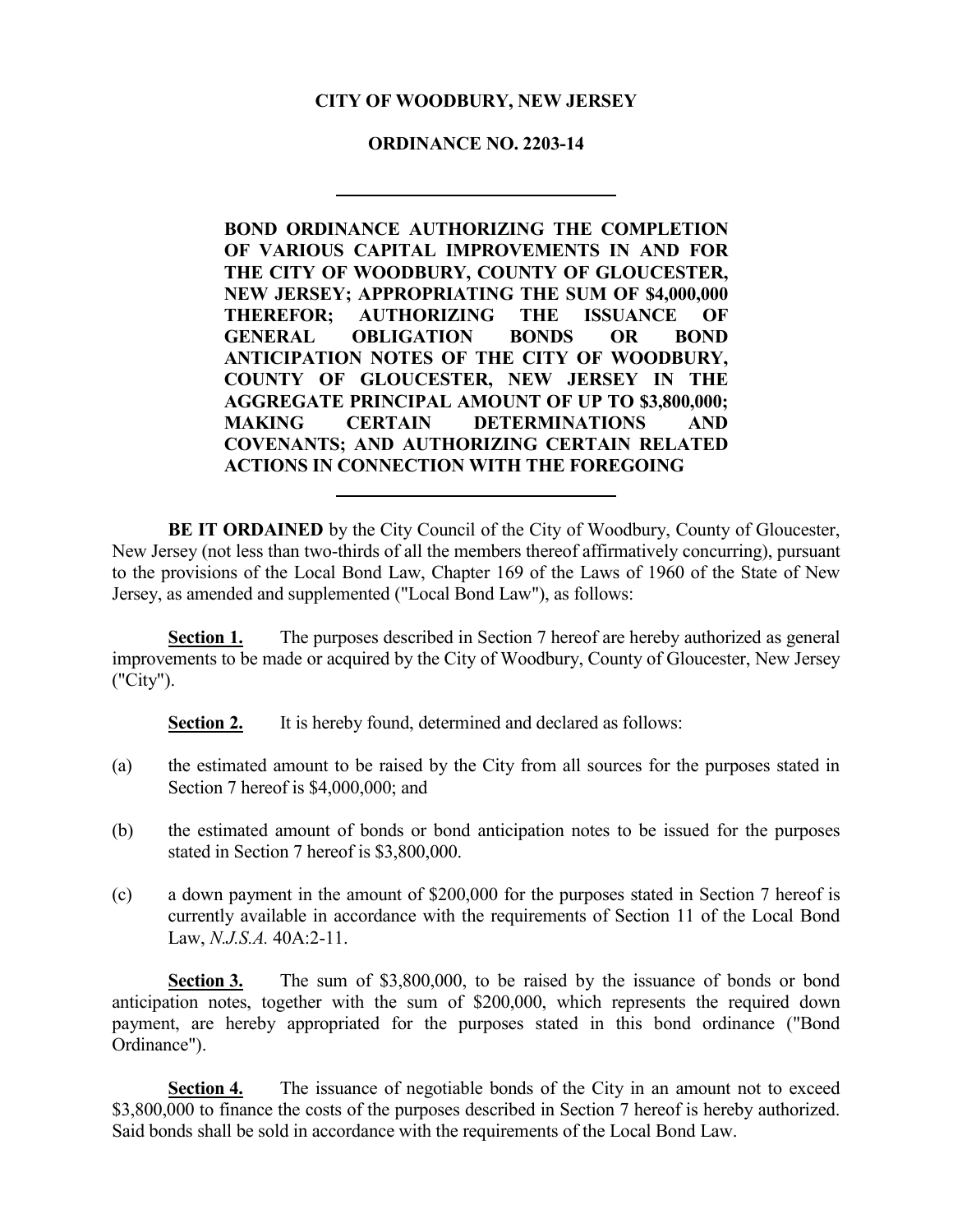**CITY OF WOODBURY, NEW JERSEY**

**ORDINANCE NO. 2203-14**

---

**BOND ORDINANCE AUTHORIZING THE COMPLETION OF VARIOUS CAPITAL IMPROVEMENTS IN AND FOR THE CITY OF WOODBURY, COUNTY OF GLOUCESTER, NEW JERSEY; APPROPRIATING THE SUM OF $4,000,000 THEREFOR; AUTHORIZING THE ISSUANCE OF GENERAL OBLIGATION BONDS OR BOND ANTICIPATION NOTES OF THE CITY OF WOODBURY, COUNTY OF GLOUCESTER, NEW JERSEY IN THE AGGREGATE PRINCIPAL AMOUNT OF UP TO $3,800,000; MAKING CERTAIN DETERMINATIONS AND COVENANTS; AND AUTHORIZING CERTAIN RELATED ACTIONS IN CONNECTION WITH THE FOREGOING**

---

**BE IT ORDAINED** by the City Council of the City of Woodbury, County of Gloucester, New Jersey (not less than two-thirds of all the members thereof affirmatively concurring), pursuant to the provisions of the Local Bond Law, Chapter 169 of the Laws of 1960 of the State of New Jersey, as amended and supplemented ("Local Bond Law"), as follows:

**Section 1.** The purposes described in Section 7 hereof are hereby authorized as general improvements to be made or acquired by the City of Woodbury, County of Gloucester, New Jersey ("City").

**Section 2.** It is hereby found, determined and declared as follows:

(a) the estimated amount to be raised by the City from all sources for the purposes stated in Section 7 hereof is $4,000,000; and

(b) the estimated amount of bonds or bond anticipation notes to be issued for the purposes stated in Section 7 hereof is $3,800,000.

(c) a down payment in the amount of $200,000 for the purposes stated in Section 7 hereof is currently available in accordance with the requirements of Section 11 of the Local Bond Law, *N.J.S.A.* 40A:2-11.

**Section 3.** The sum of $3,800,000, to be raised by the issuance of bonds or bond anticipation notes, together with the sum of $200,000, which represents the required down payment, are hereby appropriated for the purposes stated in this bond ordinance ("Bond Ordinance").

**Section 4.** The issuance of negotiable bonds of the City in an amount not to exceed $3,800,000 to finance the costs of the purposes described in Section 7 hereof is hereby authorized. Said bonds shall be sold in accordance with the requirements of the Local Bond Law.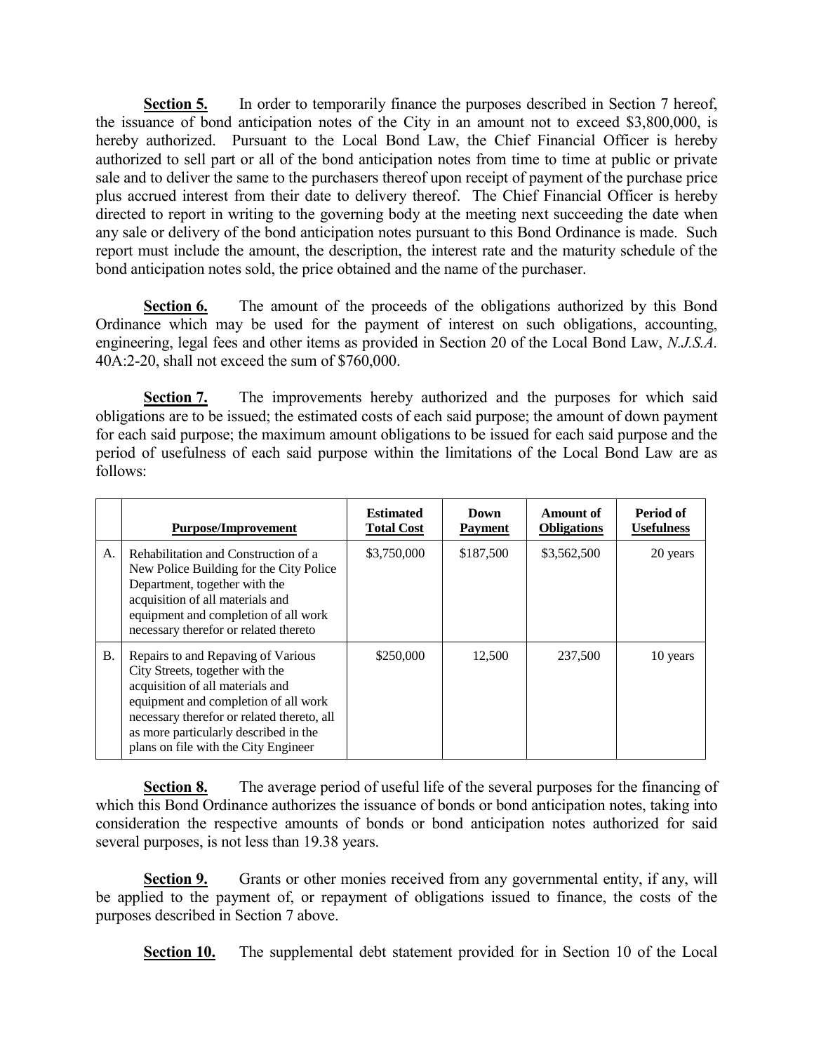**Section 5.** In order to temporarily finance the purposes described in Section 7 hereof, the issuance of bond anticipation notes of the City in an amount not to exceed \$3,800,000, is hereby authorized. Pursuant to the Local Bond Law, the Chief Financial Officer is hereby authorized to sell part or all of the bond anticipation notes from time to time at public or private sale and to deliver the same to the purchasers thereof upon receipt of payment of the purchase price plus accrued interest from their date to delivery thereof. The Chief Financial Officer is hereby directed to report in writing to the governing body at the meeting next succeeding the date when any sale or delivery of the bond anticipation notes pursuant to this Bond Ordinance is made. Such report must include the amount, the description, the interest rate and the maturity schedule of the bond anticipation notes sold, the price obtained and the name of the purchaser.

**Section 6.** The amount of the proceeds of the obligations authorized by this Bond Ordinance which may be used for the payment of interest on such obligations, accounting, engineering, legal fees and other items as provided in Section 20 of the Local Bond Law, *N.J.S.A.* 40A:2-20, shall not exceed the sum of \$760,000.

**Section 7.** The improvements hereby authorized and the purposes for which said obligations are to be issued; the estimated costs of each said purpose; the amount of down payment for each said purpose; the maximum amount obligations to be issued for each said purpose and the period of usefulness of each said purpose within the limitations of the Local Bond Law are as follows:

| | Purpose/Improvement | Estimated Total Cost | Down Payment | Amount of Obligations | Period of Usefulness |
|---|---|---|---|---|---|
| A. | Rehabilitation and Construction of a New Police Building for the City Police Department, together with the acquisition of all materials and equipment and completion of all work necessary therefor or related thereto | \$3,750,000 | \$187,500 | \$3,562,500 | 20 years |
| B. | Repairs to and Repaving of Various City Streets, together with the acquisition of all materials and equipment and completion of all work necessary therefor or related thereto, all as more particularly described in the plans on file with the City Engineer | \$250,000 | 12,500 | 237,500 | 10 years |

**Section 8.** The average period of useful life of the several purposes for the financing of which this Bond Ordinance authorizes the issuance of bonds or bond anticipation notes, taking into consideration the respective amounts of bonds or bond anticipation notes authorized for said several purposes, is not less than 19.38 years.

**Section 9.** Grants or other monies received from any governmental entity, if any, will be applied to the payment of, or repayment of obligations issued to finance, the costs of the purposes described in Section 7 above.

**Section 10.** The supplemental debt statement provided for in Section 10 of the Local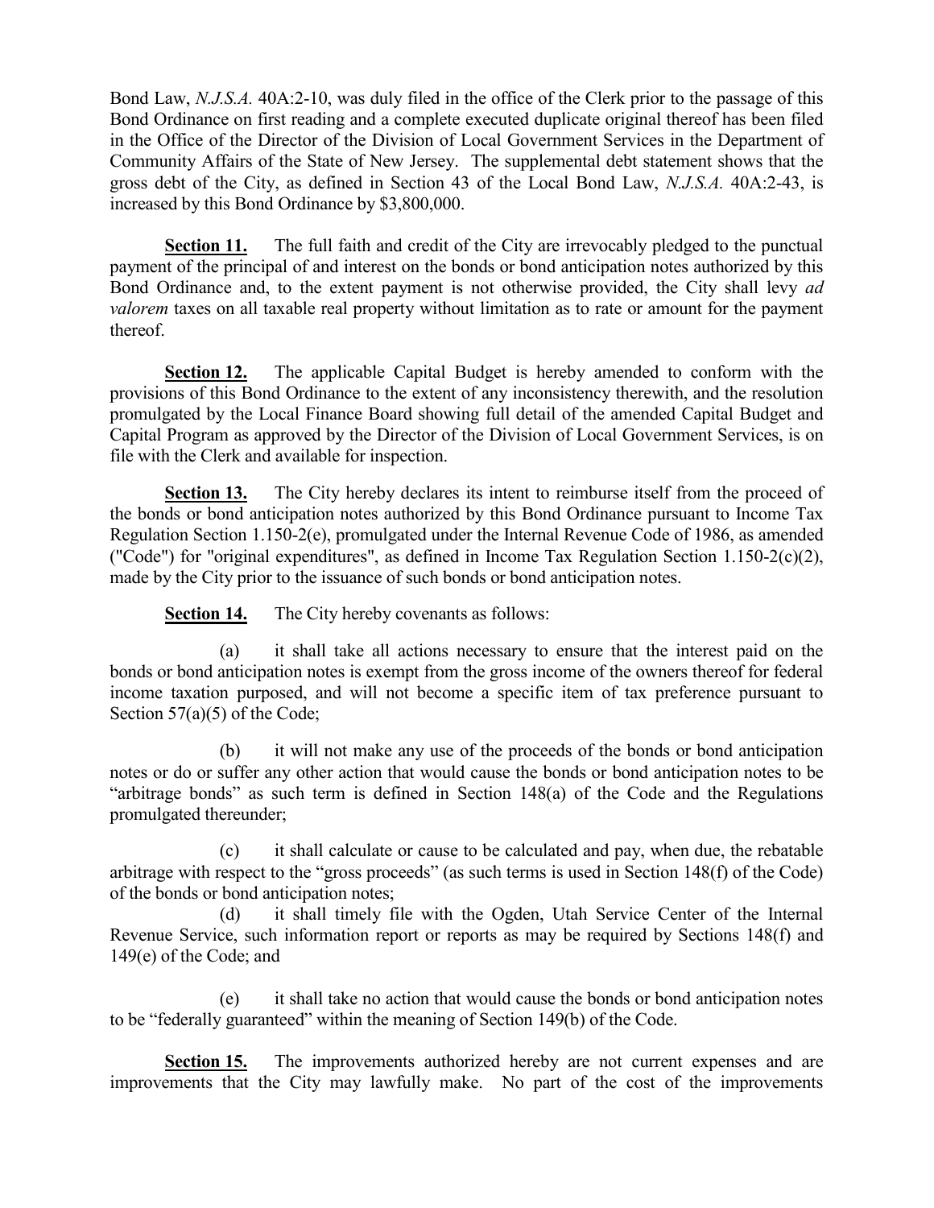Bond Law, *N.J.S.A.* 40A:2-10, was duly filed in the office of the Clerk prior to the passage of this Bond Ordinance on first reading and a complete executed duplicate original thereof has been filed in the Office of the Director of the Division of Local Government Services in the Department of Community Affairs of the State of New Jersey. The supplemental debt statement shows that the gross debt of the City, as defined in Section 43 of the Local Bond Law, *N.J.S.A.* 40A:2-43, is increased by this Bond Ordinance by $3,800,000.

**Section 11.** The full faith and credit of the City are irrevocably pledged to the punctual payment of the principal of and interest on the bonds or bond anticipation notes authorized by this Bond Ordinance and, to the extent payment is not otherwise provided, the City shall levy *ad valorem* taxes on all taxable real property without limitation as to rate or amount for the payment thereof.

**Section 12.** The applicable Capital Budget is hereby amended to conform with the provisions of this Bond Ordinance to the extent of any inconsistency therewith, and the resolution promulgated by the Local Finance Board showing full detail of the amended Capital Budget and Capital Program as approved by the Director of the Division of Local Government Services, is on file with the Clerk and available for inspection.

**Section 13.** The City hereby declares its intent to reimburse itself from the proceed of the bonds or bond anticipation notes authorized by this Bond Ordinance pursuant to Income Tax Regulation Section 1.150-2(e), promulgated under the Internal Revenue Code of 1986, as amended ("Code") for "original expenditures", as defined in Income Tax Regulation Section 1.150-2(c)(2), made by the City prior to the issuance of such bonds or bond anticipation notes.

**Section 14.** The City hereby covenants as follows:

(a) it shall take all actions necessary to ensure that the interest paid on the bonds or bond anticipation notes is exempt from the gross income of the owners thereof for federal income taxation purposed, and will not become a specific item of tax preference pursuant to Section 57(a)(5) of the Code;

(b) it will not make any use of the proceeds of the bonds or bond anticipation notes or do or suffer any other action that would cause the bonds or bond anticipation notes to be "arbitrage bonds" as such term is defined in Section 148(a) of the Code and the Regulations promulgated thereunder;

(c) it shall calculate or cause to be calculated and pay, when due, the rebatable arbitrage with respect to the "gross proceeds" (as such terms is used in Section 148(f) of the Code) of the bonds or bond anticipation notes;

(d) it shall timely file with the Ogden, Utah Service Center of the Internal Revenue Service, such information report or reports as may be required by Sections 148(f) and 149(e) of the Code; and

(e) it shall take no action that would cause the bonds or bond anticipation notes to be "federally guaranteed" within the meaning of Section 149(b) of the Code.

**Section 15.** The improvements authorized hereby are not current expenses and are improvements that the City may lawfully make. No part of the cost of the improvements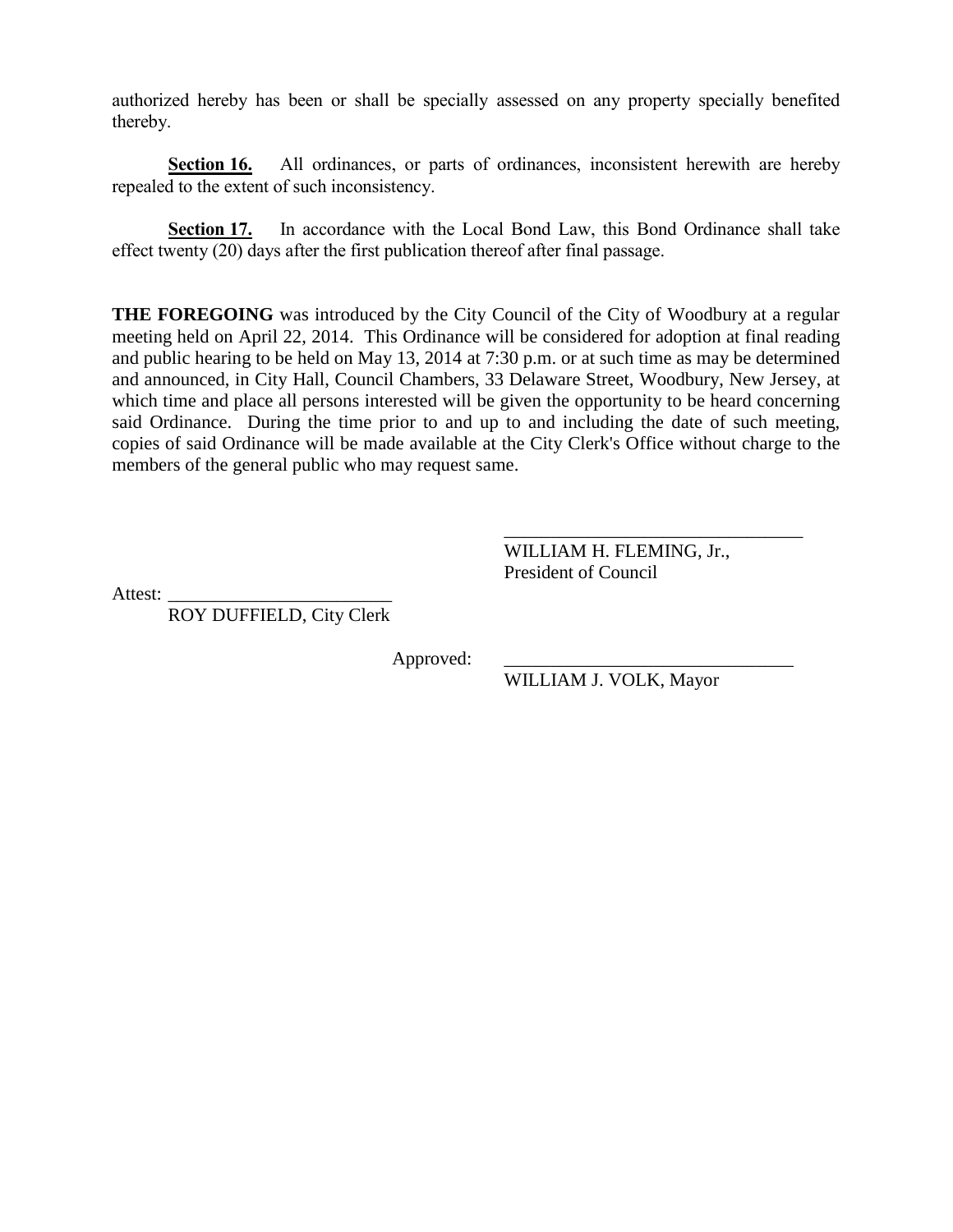authorized hereby has been or shall be specially assessed on any property specially benefited thereby.

**Section 16.** All ordinances, or parts of ordinances, inconsistent herewith are hereby repealed to the extent of such inconsistency.

**Section 17.** In accordance with the Local Bond Law, this Bond Ordinance shall take effect twenty (20) days after the first publication thereof after final passage.

**THE FOREGOING** was introduced by the City Council of the City of Woodbury at a regular meeting held on April 22, 2014. This Ordinance will be considered for adoption at final reading and public hearing to be held on May 13, 2014 at 7:30 p.m. or at such time as may be determined and announced, in City Hall, Council Chambers, 33 Delaware Street, Woodbury, New Jersey, at which time and place all persons interested will be given the opportunity to be heard concerning said Ordinance. During the time prior to and up to and including the date of such meeting, copies of said Ordinance will be made available at the City Clerk's Office without charge to the members of the general public who may request same.

_______________________________
WILLIAM H. FLEMING, Jr.,
President of Council

Attest: ________________________
ROY DUFFIELD, City Clerk

Approved: _______________________________
WILLIAM J. VOLK, Mayor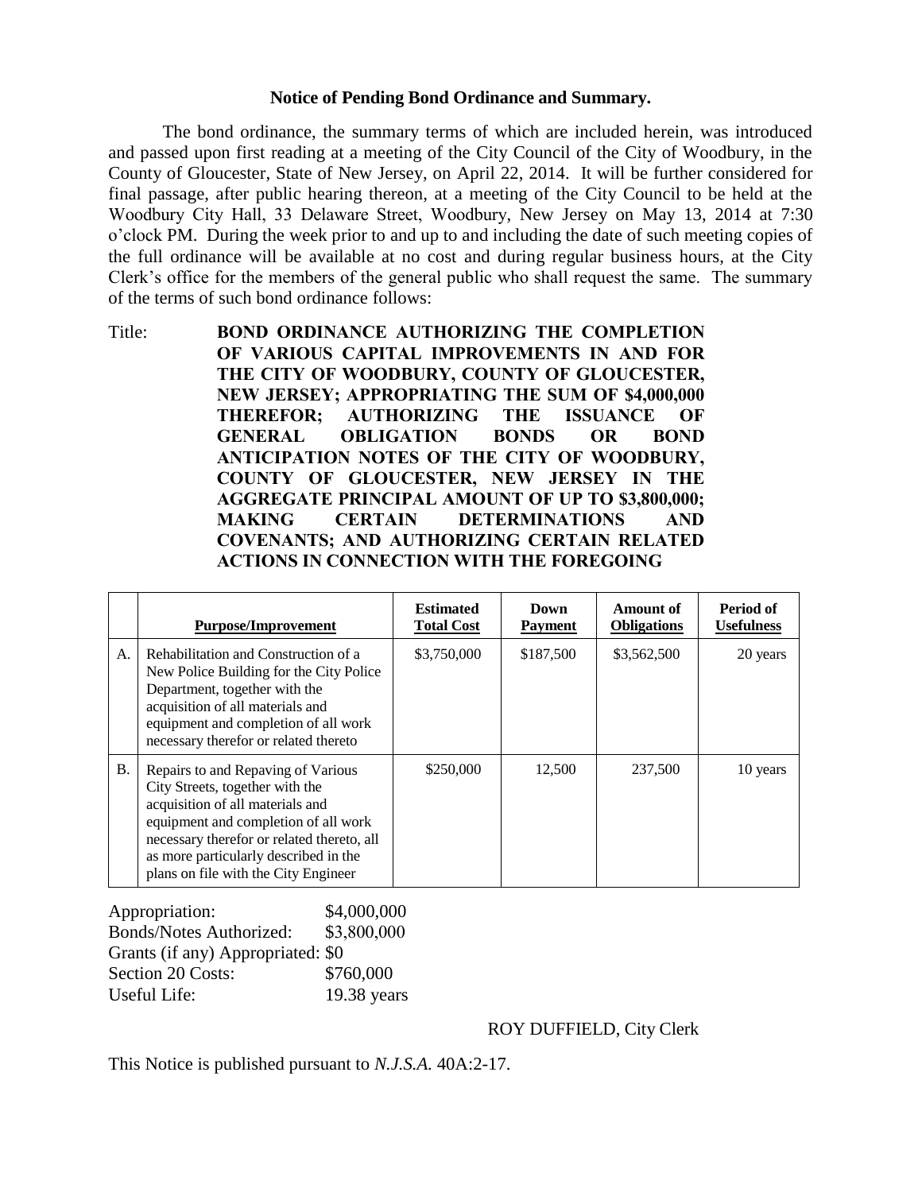**Notice of Pending Bond Ordinance and Summary.**

The bond ordinance, the summary terms of which are included herein, was introduced and passed upon first reading at a meeting of the City Council of the City of Woodbury, in the County of Gloucester, State of New Jersey, on April 22, 2014. It will be further considered for final passage, after public hearing thereon, at a meeting of the City Council to be held at the Woodbury City Hall, 33 Delaware Street, Woodbury, New Jersey on May 13, 2014 at 7:30 o'clock PM. During the week prior to and up to and including the date of such meeting copies of the full ordinance will be available at no cost and during regular business hours, at the City Clerk's office for the members of the general public who shall request the same. The summary of the terms of such bond ordinance follows:

Title: **BOND ORDINANCE AUTHORIZING THE COMPLETION OF VARIOUS CAPITAL IMPROVEMENTS IN AND FOR THE CITY OF WOODBURY, COUNTY OF GLOUCESTER, NEW JERSEY; APPROPRIATING THE SUM OF $4,000,000 THEREFOR; AUTHORIZING THE ISSUANCE OF GENERAL OBLIGATION BONDS OR BOND ANTICIPATION NOTES OF THE CITY OF WOODBURY, COUNTY OF GLOUCESTER, NEW JERSEY IN THE AGGREGATE PRINCIPAL AMOUNT OF UP TO $3,800,000; MAKING CERTAIN DETERMINATIONS AND COVENANTS; AND AUTHORIZING CERTAIN RELATED ACTIONS IN CONNECTION WITH THE FOREGOING**

| | Purpose/Improvement | Estimated Total Cost | Down Payment | Amount of Obligations | Period of Usefulness |
|---|---|---|---|---|---|
| A. | Rehabilitation and Construction of a New Police Building for the City Police Department, together with the acquisition of all materials and equipment and completion of all work necessary therefor or related thereto | $3,750,000 | $187,500 | $3,562,500 | 20 years |
| B. | Repairs to and Repaving of Various City Streets, together with the acquisition of all materials and equipment and completion of all work necessary therefor or related thereto, all as more particularly described in the plans on file with the City Engineer | $250,000 | 12,500 | 237,500 | 10 years |

Appropriation: $4,000,000
Bonds/Notes Authorized: $3,800,000
Grants (if any) Appropriated: $0
Section 20 Costs: $760,000
Useful Life: 19.38 years

ROY DUFFIELD, City Clerk

This Notice is published pursuant to *N.J.S.A.* 40A:2-17.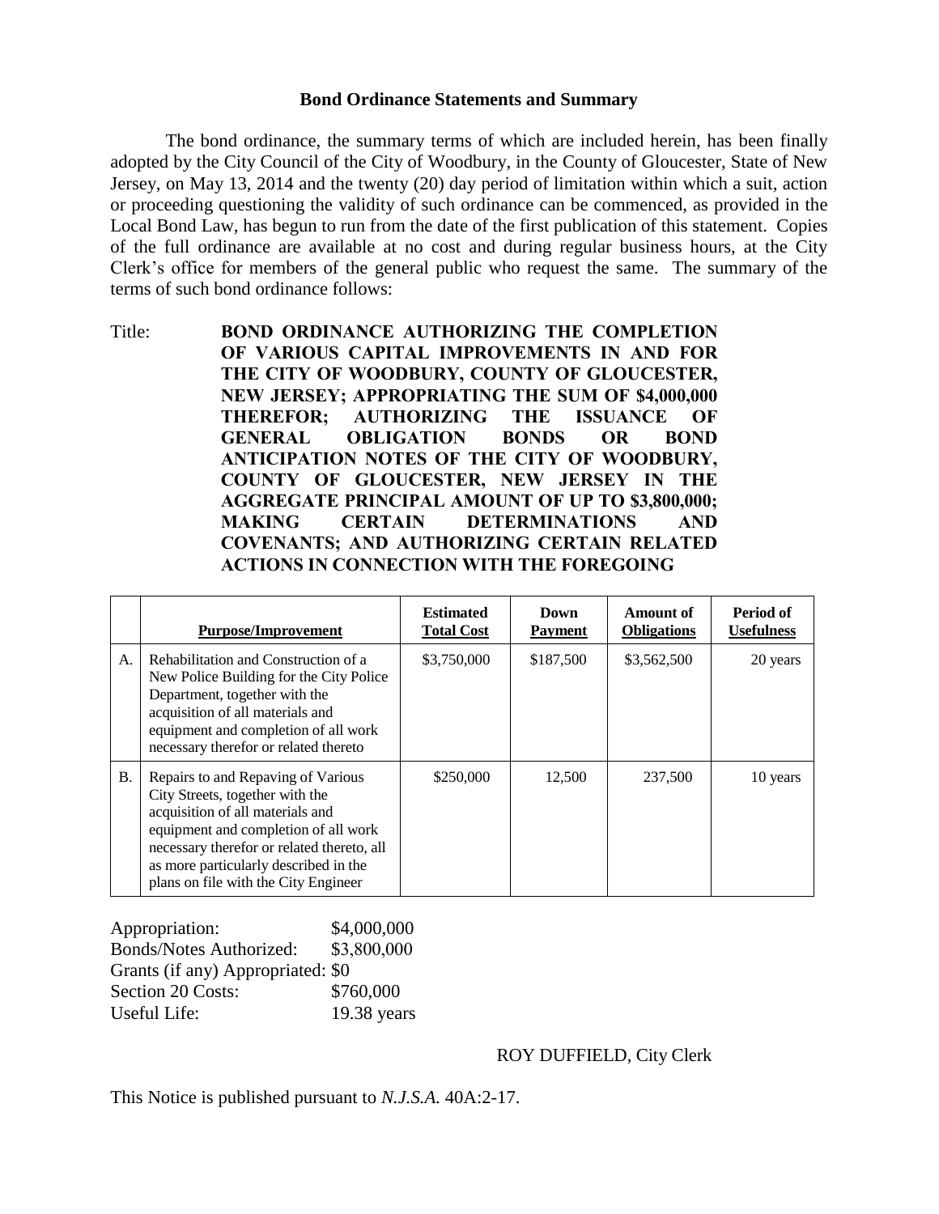**Bond Ordinance Statements and Summary**

The bond ordinance, the summary terms of which are included herein, has been finally adopted by the City Council of the City of Woodbury, in the County of Gloucester, State of New Jersey, on May 13, 2014 and the twenty (20) day period of limitation within which a suit, action or proceeding questioning the validity of such ordinance can be commenced, as provided in the Local Bond Law, has begun to run from the date of the first publication of this statement. Copies of the full ordinance are available at no cost and during regular business hours, at the City Clerk's office for members of the general public who request the same. The summary of the terms of such bond ordinance follows:

Title: **BOND ORDINANCE AUTHORIZING THE COMPLETION OF VARIOUS CAPITAL IMPROVEMENTS IN AND FOR THE CITY OF WOODBURY, COUNTY OF GLOUCESTER, NEW JERSEY; APPROPRIATING THE SUM OF $4,000,000 THEREFOR; AUTHORIZING THE ISSUANCE OF GENERAL OBLIGATION BONDS OR BOND ANTICIPATION NOTES OF THE CITY OF WOODBURY, COUNTY OF GLOUCESTER, NEW JERSEY IN THE AGGREGATE PRINCIPAL AMOUNT OF UP TO $3,800,000; MAKING CERTAIN DETERMINATIONS AND COVENANTS; AND AUTHORIZING CERTAIN RELATED ACTIONS IN CONNECTION WITH THE FOREGOING**

| | Purpose/Improvement | Estimated Total Cost | Down Payment | Amount of Obligations | Period of Usefulness |
|---|---|---|---|---|---|
| A. | Rehabilitation and Construction of a New Police Building for the City Police Department, together with the acquisition of all materials and equipment and completion of all work necessary therefor or related thereto | $3,750,000 | $187,500 | $3,562,500 | 20 years |
| B. | Repairs to and Repaving of Various City Streets, together with the acquisition of all materials and equipment and completion of all work necessary therefor or related thereto, all as more particularly described in the plans on file with the City Engineer | $250,000 | 12,500 | 237,500 | 10 years |

Appropriation: $4,000,000
Bonds/Notes Authorized: $3,800,000
Grants (if any) Appropriated: $0
Section 20 Costs: $760,000
Useful Life: 19.38 years

ROY DUFFIELD, City Clerk

This Notice is published pursuant to *N.J.S.A.* 40A:2-17.